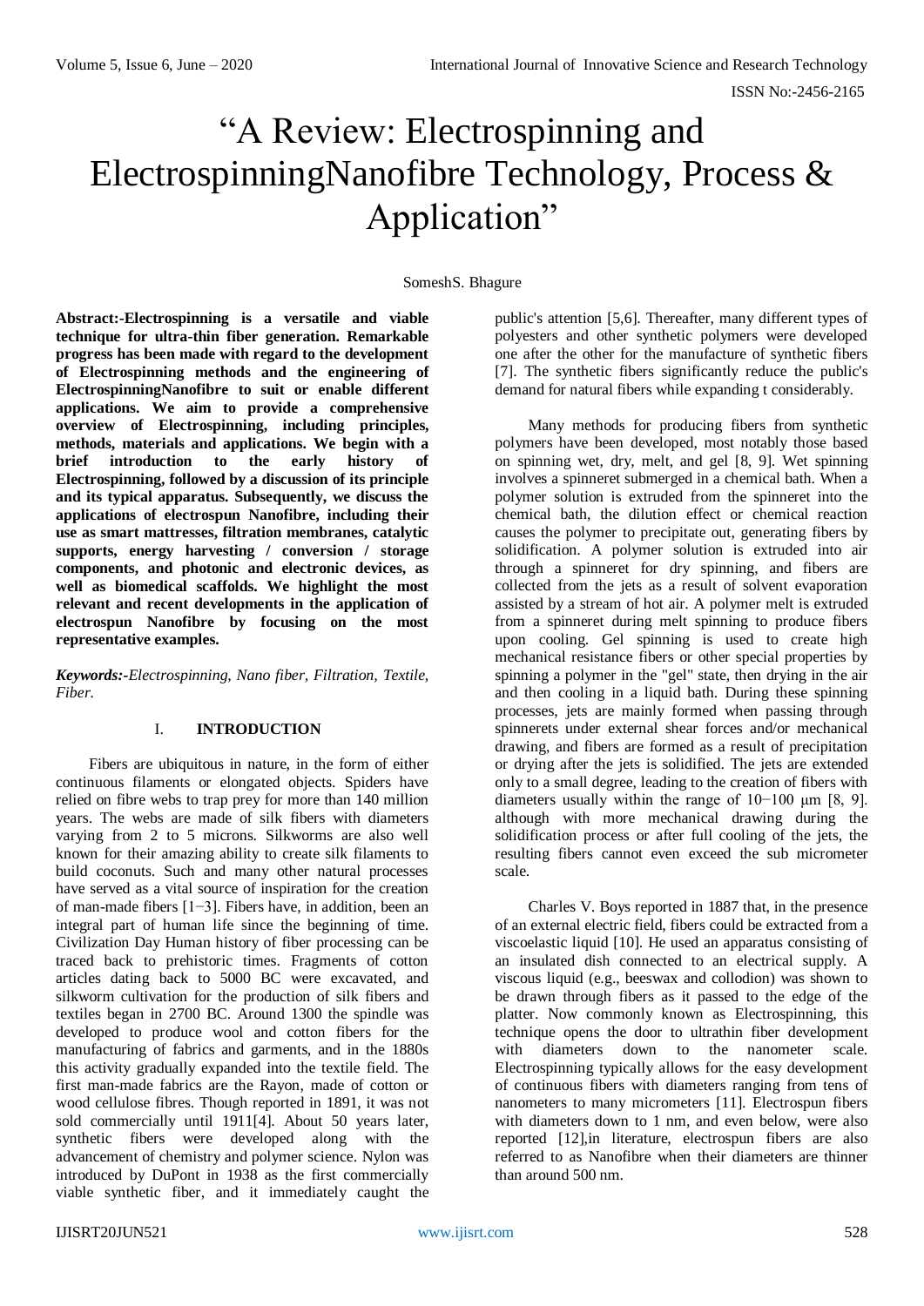# "A Review: Electrospinning and ElectrospinningNanofibre Technology, Process & Application"

SomeshS. Bhagure

**Abstract:-Electrospinning is a versatile and viable technique for ultra-thin fiber generation. Remarkable progress has been made with regard to the development of Electrospinning methods and the engineering of ElectrospinningNanofibre to suit or enable different applications. We aim to provide a comprehensive overview of Electrospinning, including principles, methods, materials and applications. We begin with a brief introduction to the early history of Electrospinning, followed by a discussion of its principle and its typical apparatus. Subsequently, we discuss the applications of electrospun Nanofibre, including their use as smart mattresses, filtration membranes, catalytic supports, energy harvesting / conversion / storage components, and photonic and electronic devices, as well as biomedical scaffolds. We highlight the most relevant and recent developments in the application of electrospun Nanofibre by focusing on the most representative examples.**

***Keywords:-****Electrospinning, Nano fiber, Filtration, Textile, Fiber.*

## I. INTRODUCTION

Fibers are ubiquitous in nature, in the form of either continuous filaments or elongated objects. Spiders have relied on fibre webs to trap prey for more than 140 million years. The webs are made of silk fibers with diameters varying from 2 to 5 microns. Silkworms are also well known for their amazing ability to create silk filaments to build coconuts. Such and many other natural processes have served as a vital source of inspiration for the creation of man-made fibers [1−3]. Fibers have, in addition, been an integral part of human life since the beginning of time. Civilization Day Human history of fiber processing can be traced back to prehistoric times. Fragments of cotton articles dating back to 5000 BC were excavated, and silkworm cultivation for the production of silk fibers and textiles began in 2700 BC. Around 1300 the spindle was developed to produce wool and cotton fibers for the manufacturing of fabrics and garments, and in the 1880s this activity gradually expanded into the textile field. The first man-made fabrics are the Rayon, made of cotton or wood cellulose fibres. Though reported in 1891, it was not sold commercially until 1911[4]. About 50 years later, synthetic fibers were developed along with the advancement of chemistry and polymer science. Nylon was introduced by DuPont in 1938 as the first commercially viable synthetic fiber, and it immediately caught the public's attention [5,6]. Thereafter, many different types of polyesters and other synthetic polymers were developed one after the other for the manufacture of synthetic fibers [7]. The synthetic fibers significantly reduce the public's demand for natural fibers while expanding t considerably.

Many methods for producing fibers from synthetic polymers have been developed, most notably those based on spinning wet, dry, melt, and gel [8, 9]. Wet spinning involves a spinneret submerged in a chemical bath. When a polymer solution is extruded from the spinneret into the chemical bath, the dilution effect or chemical reaction causes the polymer to precipitate out, generating fibers by solidification. A polymer solution is extruded into air through a spinneret for dry spinning, and fibers are collected from the jets as a result of solvent evaporation assisted by a stream of hot air. A polymer melt is extruded from a spinneret during melt spinning to produce fibers upon cooling. Gel spinning is used to create high mechanical resistance fibers or other special properties by spinning a polymer in the "gel" state, then drying in the air and then cooling in a liquid bath. During these spinning processes, jets are mainly formed when passing through spinnerets under external shear forces and/or mechanical drawing, and fibers are formed as a result of precipitation or drying after the jets is solidified. The jets are extended only to a small degree, leading to the creation of fibers with diameters usually within the range of 10−100 μm [8, 9]. although with more mechanical drawing during the solidification process or after full cooling of the jets, the resulting fibers cannot even exceed the sub micrometer scale.

Charles V. Boys reported in 1887 that, in the presence of an external electric field, fibers could be extracted from a viscoelastic liquid [10]. He used an apparatus consisting of an insulated dish connected to an electrical supply. A viscous liquid (e.g., beeswax and collodion) was shown to be drawn through fibers as it passed to the edge of the platter. Now commonly known as Electrospinning, this technique opens the door to ultrathin fiber development with diameters down to the nanometer scale. Electrospinning typically allows for the easy development of continuous fibers with diameters ranging from tens of nanometers to many micrometers [11]. Electrospun fibers with diameters down to 1 nm, and even below, were also reported [12],in literature, electrospun fibers are also referred to as Nanofibre when their diameters are thinner than around 500 nm.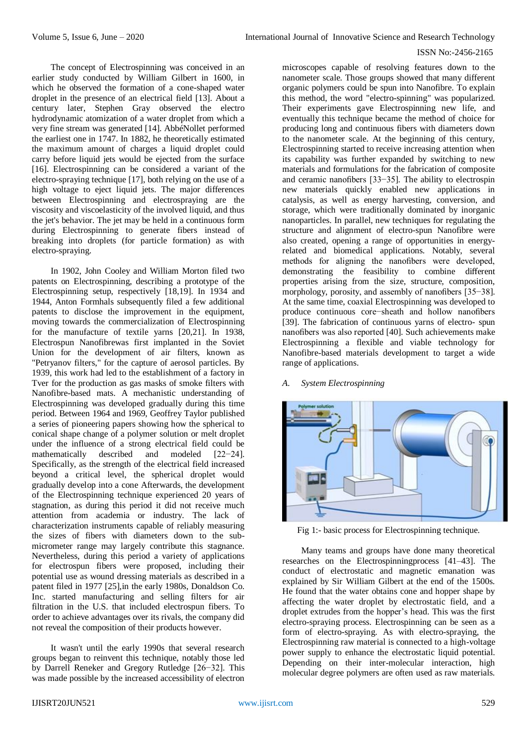The concept of Electrospinning was conceived in an earlier study conducted by William Gilbert in 1600, in which he observed the formation of a cone-shaped water droplet in the presence of an electrical field [13]. About a century later, Stephen Gray observed the electro hydrodynamic atomization of a water droplet from which a very fine stream was generated [14]. AbbéNollet performed the earliest one in 1747. In 1882, he theoretically estimated the maximum amount of charges a liquid droplet could carry before liquid jets would be ejected from the surface [16]. Electrospinning can be considered a variant of the electro-spraying technique [17], both relying on the use of a high voltage to eject liquid jets. The major differences between Electrospinning and electrospraying are the viscosity and viscoelasticity of the involved liquid, and thus the jet's behavior. The jet may be held in a continuous form during Electrospinning to generate fibers instead of breaking into droplets (for particle formation) as with electro-spraying.

In 1902, John Cooley and William Morton filed two patents on Electrospinning, describing a prototype of the Electrospinning setup, respectively [18,19]. In 1934 and 1944, Anton Formhals subsequently filed a few additional patents to disclose the improvement in the equipment, moving towards the commercialization of Electrospinning for the manufacture of textile yarns [20,21]. In 1938, Electrospun Nanofibrewas first implanted in the Soviet Union for the development of air filters, known as "Petryanov filters," for the capture of aerosol particles. By 1939, this work had led to the establishment of a factory in Tver for the production as gas masks of smoke filters with Nanofibre-based mats. A mechanistic understanding of Electrospinning was developed gradually during this time period. Between 1964 and 1969, Geoffrey Taylor published a series of pioneering papers showing how the spherical to conical shape change of a polymer solution or melt droplet under the influence of a strong electrical field could be mathematically described and modeled [22−24]. Specifically, as the strength of the electrical field increased beyond a critical level, the spherical droplet would gradually develop into a cone Afterwards, the development of the Electrospinning technique experienced 20 years of stagnation, as during this period it did not receive much attention from academia or industry. The lack of characterization instruments capable of reliably measuring the sizes of fibers with diameters down to the sub-micrometer range may largely contribute this stagnation. Nevertheless, during this period a variety of applications for electrospun fibers were proposed, including their potential use as wound dressing materials as described in a patent filed in 1977 [25],in the early 1980s, Donaldson Co. Inc. started manufacturing and selling filters for air filtration in the U.S. that included electrospun fibers. To order to achieve advantages over its rivals, the company did not reveal the composition of their products however.

It wasn't until the early 1990s that several research groups began to reinvent this technique, notably those led by Darrell Reneker and Gregory Rutledge [26−32]. This was made possible by the increased accessibility of electron microscopes capable of resolving features down to the nanometer scale. Those groups showed that many different organic polymers could be spun into Nanofibre. To explain this method, the word "electro-spinning" was popularized. Their experiments gave Electrospinning new life, and eventually this technique became the method of choice for producing long and continuous fibers with diameters down to the nanometer scale. At the beginning of this century, Electrospinning started to receive increasing attention when its capability was further expanded by switching to new materials and formulations for the fabrication of composite and ceramic nanofibers [33−35]. The ability to electrospin new materials quickly enabled new applications in catalysis, as well as energy harvesting, conversion, and storage, which were traditionally dominated by inorganic nanoparticles. In parallel, new techniques for regulating the structure and alignment of electro-spun Nanofibre were also created, opening a range of opportunities in energy-related and biomedical applications. Notably, several methods for aligning the nanofibers were developed, demonstrating the feasibility to combine different properties arising from the size, structure, composition, morphology, porosity, and assembly of nanofibers [35−38]. At the same time, coaxial Electrospinning was developed to produce continuous core−sheath and hollow nanofibers [39]. The fabrication of continuous yarns of electro- spun nanofibers was also reported [40]. Such achievements make Electrospinning a flexible and viable technology for Nanofibre-based materials development to target a wide range of applications.

### *A. System Electrospinning*

Fig 1:- basic process for Electrospinning technique.

Many teams and groups have done many theoretical researches on the Electrospinningprocess [41–43]. The conduct of electrostatic and magnetic emanation was explained by Sir William Gilbert at the end of the 1500s. He found that the water obtains cone and hopper shape by affecting the water droplet by electrostatic field, and a droplet extrudes from the hopper's head. This was the first electro-spraying process. Electrospinning can be seen as a form of electro-spraying. As with electro-spraying, the Electrospinning raw material is connected to a high-voltage power supply to enhance the electrostatic liquid potential. Depending on their inter-molecular interaction, high molecular degree polymers are often used as raw materials.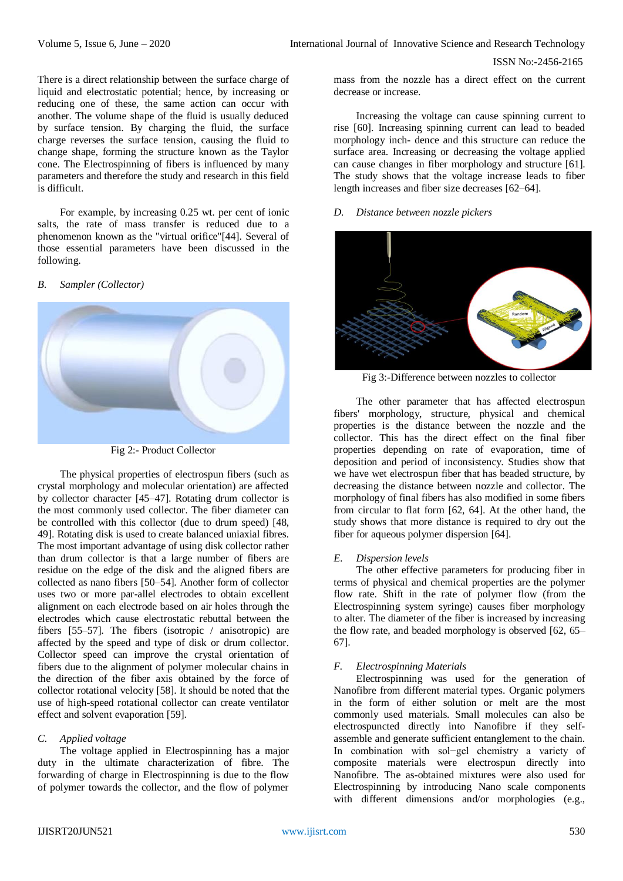There is a direct relationship between the surface charge of liquid and electrostatic potential; hence, by increasing or reducing one of these, the same action can occur with another. The volume shape of the fluid is usually deduced by surface tension. By charging the fluid, the surface charge reverses the surface tension, causing the fluid to change shape, forming the structure known as the Taylor cone. The Electrospinning of fibers is influenced by many parameters and therefore the study and research in this field is difficult.

For example, by increasing 0.25 wt. per cent of ionic salts, the rate of mass transfer is reduced due to a phenomenon known as the "virtual orifice"[44]. Several of those essential parameters have been discussed in the following.

### *B. Sampler (Collector)*

Fig 2:- Product Collector

The physical properties of electrospun fibers (such as crystal morphology and molecular orientation) are affected by collector character [45–47]. Rotating drum collector is the most commonly used collector. The fiber diameter can be controlled with this collector (due to drum speed) [48, 49]. Rotating disk is used to create balanced uniaxial fibres. The most important advantage of using disk collector rather than drum collector is that a large number of fibers are residue on the edge of the disk and the aligned fibers are collected as nano fibers [50–54]. Another form of collector uses two or more par-allel electrodes to obtain excellent alignment on each electrode based on air holes through the electrodes which cause electrostatic rebuttal between the fibers [55–57]. The fibers (isotropic / anisotropic) are affected by the speed and type of disk or drum collector. Collector speed can improve the crystal orientation of fibers due to the alignment of polymer molecular chains in the direction of the fiber axis obtained by the force of collector rotational velocity [58]. It should be noted that the use of high-speed rotational collector can create ventilator effect and solvent evaporation [59].

### *C. Applied voltage*

The voltage applied in Electrospinning has a major duty in the ultimate characterization of fibre. The forwarding of charge in Electrospinning is due to the flow of polymer towards the collector, and the flow of polymer mass from the nozzle has a direct effect on the current decrease or increase.

Increasing the voltage can cause spinning current to rise [60]. Increasing spinning current can lead to beaded morphology inch- dence and this structure can reduce the surface area. Increasing or decreasing the voltage applied can cause changes in fiber morphology and structure [61]. The study shows that the voltage increase leads to fiber length increases and fiber size decreases [62–64].

### *D. Distance between nozzle pickers*

Fig 3:-Difference between nozzles to collector

The other parameter that has affected electrospun fibers' morphology, structure, physical and chemical properties is the distance between the nozzle and the collector. This has the direct effect on the final fiber properties depending on rate of evaporation, time of deposition and period of inconsistency. Studies show that we have wet electrospun fiber that has beaded structure, by decreasing the distance between nozzle and collector. The morphology of final fibers has also modified in some fibers from circular to flat form [62, 64]. At the other hand, the study shows that more distance is required to dry out the fiber for aqueous polymer dispersion [64].

### *E. Dispersion levels*

The other effective parameters for producing fiber in terms of physical and chemical properties are the polymer flow rate. Shift in the rate of polymer flow (from the Electrospinning system syringe) causes fiber morphology to alter. The diameter of the fiber is increased by increasing the flow rate, and beaded morphology is observed [62, 65–67].

### *F. Electrospinning Materials*

Electrospinning was used for the generation of Nanofibre from different material types. Organic polymers in the form of either solution or melt are the most commonly used materials. Small molecules can also be electrospuncted directly into Nanofibre if they self-assemble and generate sufficient entanglement to the chain. In combination with sol–gel chemistry a variety of composite materials were electrospun directly into Nanofibre. The as-obtained mixtures were also used for Electrospinning by introducing Nano scale components with different dimensions and/or morphologies (e.g.,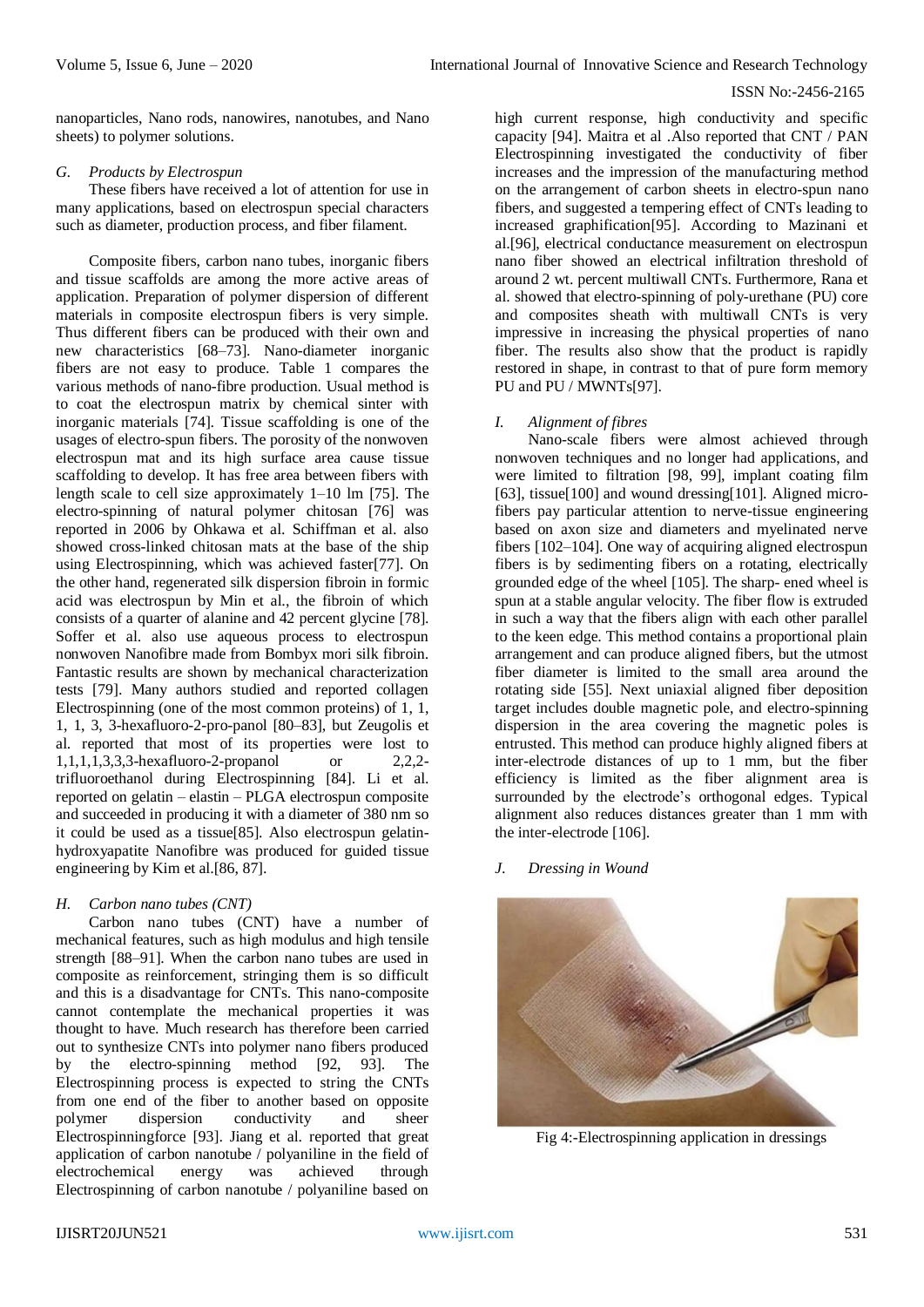nanoparticles, Nano rods, nanowires, nanotubes, and Nano sheets) to polymer solutions.

### *G. Products by Electrospun*

These fibers have received a lot of attention for use in many applications, based on electrospun special characters such as diameter, production process, and fiber filament.

Composite fibers, carbon nano tubes, inorganic fibers and tissue scaffolds are among the more active areas of application. Preparation of polymer dispersion of different materials in composite electrospun fibers is very simple. Thus different fibers can be produced with their own and new characteristics [68–73]. Nano-diameter inorganic fibers are not easy to produce. Table 1 compares the various methods of nano-fibre production. Usual method is to coat the electrospun matrix by chemical sinter with inorganic materials [74]. Tissue scaffolding is one of the usages of electro-spun fibers. The porosity of the nonwoven electrospun mat and its high surface area cause tissue scaffolding to develop. It has free area between fibers with length scale to cell size approximately 1–10 lm [75]. The electro-spinning of natural polymer chitosan [76] was reported in 2006 by Ohkawa et al. Schiffman et al. also showed cross-linked chitosan mats at the base of the ship using Electrospinning, which was achieved faster[77]. On the other hand, regenerated silk dispersion fibroin in formic acid was electrospun by Min et al., the fibroin of which consists of a quarter of alanine and 42 percent glycine [78]. Soffer et al. also use aqueous process to electrospun nonwoven Nanofibre made from Bombyx mori silk fibroin. Fantastic results are shown by mechanical characterization tests [79]. Many authors studied and reported collagen Electrospinning (one of the most common proteins) of 1, 1, 1, 1, 3, 3-hexafluoro-2-pro-panol [80–83], but Zeugolis et al. reported that most of its properties were lost to 1,1,1,1,3,3,3-hexafluoro-2-propanol or 2,2,2-trifluoroethanol during Electrospinning [84]. Li et al. reported on gelatin – elastin – PLGA electrospun composite and succeeded in producing it with a diameter of 380 nm so it could be used as a tissue[85]. Also electrospun gelatin-hydroxyapatite Nanofibre was produced for guided tissue engineering by Kim et al.[86, 87].

### *H. Carbon nano tubes (CNT)*

Carbon nano tubes (CNT) have a number of mechanical features, such as high modulus and high tensile strength [88–91]. When the carbon nano tubes are used in composite as reinforcement, stringing them is so difficult and this is a disadvantage for CNTs. This nano-composite cannot contemplate the mechanical properties it was thought to have. Much research has therefore been carried out to synthesize CNTs into polymer nano fibers produced by the electro-spinning method [92, 93]. The Electrospinning process is expected to string the CNTs from one end of the fiber to another based on opposite polymer dispersion conductivity and sheer Electrospinningforce [93]. Jiang et al. reported that great application of carbon nanotube / polyaniline in the field of electrochemical energy was achieved through Electrospinning of carbon nanotube / polyaniline based on high current response, high conductivity and specific capacity [94]. Maitra et al .Also reported that CNT / PAN Electrospinning investigated the conductivity of fiber increases and the impression of the manufacturing method on the arrangement of carbon sheets in electro-spun nano fibers, and suggested a tempering effect of CNTs leading to increased graphification[95]. According to Mazinani et al.[96], electrical conductance measurement on electrospun nano fiber showed an electrical infiltration threshold of around 2 wt. percent multiwall CNTs. Furthermore, Rana et al. showed that electro-spinning of poly-urethane (PU) core and composites sheath with multiwall CNTs is very impressive in increasing the physical properties of nano fiber. The results also show that the product is rapidly restored in shape, in contrast to that of pure form memory PU and PU / MWNTs[97].

### *I. Alignment of fibres*

Nano-scale fibers were almost achieved through nonwoven techniques and no longer had applications, and were limited to filtration [98, 99], implant coating film [63], tissue[100] and wound dressing[101]. Aligned micro-fibers pay particular attention to nerve-tissue engineering based on axon size and diameters and myelinated nerve fibers [102–104]. One way of acquiring aligned electrospun fibers is by sedimenting fibers on a rotating, electrically grounded edge of the wheel [105]. The sharp- ened wheel is spun at a stable angular velocity. The fiber flow is extruded in such a way that the fibers align with each other parallel to the keen edge. This method contains a proportional plain arrangement and can produce aligned fibers, but the utmost fiber diameter is limited to the small area around the rotating side [55]. Next uniaxial aligned fiber deposition target includes double magnetic pole, and electro-spinning dispersion in the area covering the magnetic poles is entrusted. This method can produce highly aligned fibers at inter-electrode distances of up to 1 mm, but the fiber efficiency is limited as the fiber alignment area is surrounded by the electrode's orthogonal edges. Typical alignment also reduces distances greater than 1 mm with the inter-electrode [106].

### *J. Dressing in Wound*

Fig 4:-Electrospinning application in dressings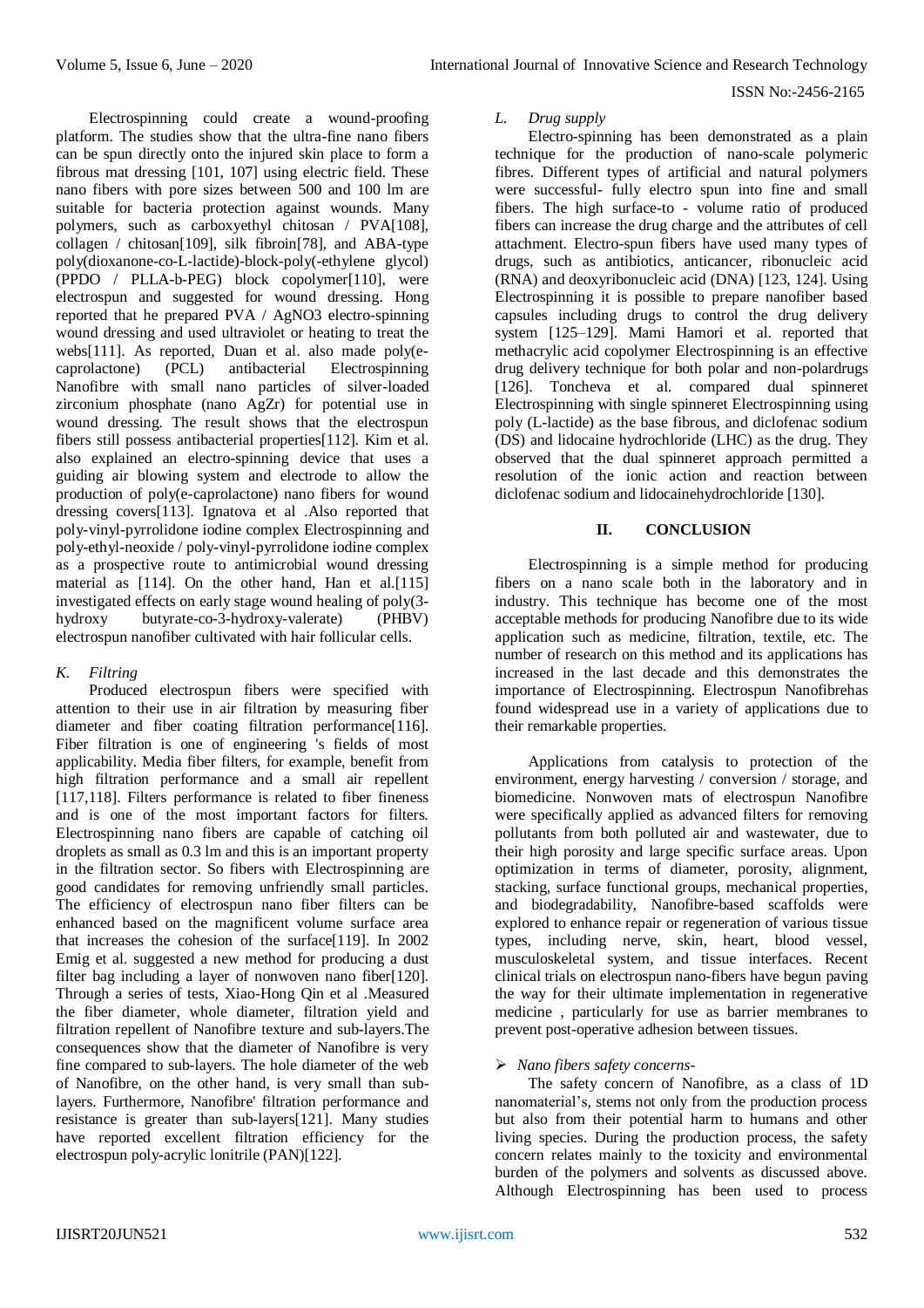Electrospinning could create a wound-proofing platform. The studies show that the ultra-fine nano fibers can be spun directly onto the injured skin place to form a fibrous mat dressing [101, 107] using electric field. These nano fibers with pore sizes between 500 and 100 lm are suitable for bacteria protection against wounds. Many polymers, such as carboxyethyl chitosan / PVA[108], collagen / chitosan[109], silk fibroin[78], and ABA-type poly(dioxanone-co-L-lactide)-block-poly(-ethylene glycol) (PPDO / PLLA-b-PEG) block copolymer[110], were electrospun and suggested for wound dressing. Hong reported that he prepared PVA / AgNO3 electro-spinning wound dressing and used ultraviolet or heating to treat the webs[111]. As reported, Duan et al. also made poly(e-caprolactone) (PCL) antibacterial Electrospinning Nanofibre with small nano particles of silver-loaded zirconium phosphate (nano AgZr) for potential use in wound dressing. The result shows that the electrospun fibers still possess antibacterial properties[112]. Kim et al. also explained an electro-spinning device that uses a guiding air blowing system and electrode to allow the production of poly(e-caprolactone) nano fibers for wound dressing covers[113]. Ignatova et al .Also reported that poly-vinyl-pyrrolidone iodine complex Electrospinning and poly-ethyl-neoxide / poly-vinyl-pyrrolidone iodine complex as a prospective route to antimicrobial wound dressing material as [114]. On the other hand, Han et al.[115] investigated effects on early stage wound healing of poly(3-hydroxy butyrate-co-3-hydroxy-valerate) (PHBV) electrospun nanofiber cultivated with hair follicular cells.

### *K. Filtring*

Produced electrospun fibers were specified with attention to their use in air filtration by measuring fiber diameter and fiber coating filtration performance[116]. Fiber filtration is one of engineering 's fields of most applicability. Media fiber filters, for example, benefit from high filtration performance and a small air repellent [117,118]. Filters performance is related to fiber fineness and is one of the most important factors for filters. Electrospinning nano fibers are capable of catching oil droplets as small as 0.3 lm and this is an important property in the filtration sector. So fibers with Electrospinning are good candidates for removing unfriendly small particles. The efficiency of electrospun nano fiber filters can be enhanced based on the magnificent volume surface area that increases the cohesion of the surface[119]. In 2002 Emig et al. suggested a new method for producing a dust filter bag including a layer of nonwoven nano fiber[120]. Through a series of tests, Xiao-Hong Qin et al .Measured the fiber diameter, whole diameter, filtration yield and filtration repellent of Nanofibre texture and sub-layers.The consequences show that the diameter of Nanofibre is very fine compared to sub-layers. The hole diameter of the web of Nanofibre, on the other hand, is very small than sub-layers. Furthermore, Nanofibre' filtration performance and resistance is greater than sub-layers[121]. Many studies have reported excellent filtration efficiency for the electrospun poly-acrylic lonitrile (PAN)[122].

### *L. Drug supply*

Electro-spinning has been demonstrated as a plain technique for the production of nano-scale polymeric fibres. Different types of artificial and natural polymers were successful- fully electro spun into fine and small fibers. The high surface-to - volume ratio of produced fibers can increase the drug charge and the attributes of cell attachment. Electro-spun fibers have used many types of drugs, such as antibiotics, anticancer, ribonucleic acid (RNA) and deoxyribonucleic acid (DNA) [123, 124]. Using Electrospinning it is possible to prepare nanofiber based capsules including drugs to control the drug delivery system [125–129]. Mami Hamori et al. reported that methacrylic acid copolymer Electrospinning is an effective drug delivery technique for both polar and non-polardrugs [126]. Toncheva et al. compared dual spinneret Electrospinning with single spinneret Electrospinning using poly (L-lactide) as the base fibrous, and diclofenac sodium (DS) and lidocaine hydrochloride (LHC) as the drug. They observed that the dual spinneret approach permitted a resolution of the ionic action and reaction between diclofenac sodium and lidocainehydrochloride [130].

## II. CONCLUSION

Electrospinning is a simple method for producing fibers on a nano scale both in the laboratory and in industry. This technique has become one of the most acceptable methods for producing Nanofibre due to its wide application such as medicine, filtration, textile, etc. The number of research on this method and its applications has increased in the last decade and this demonstrates the importance of Electrospinning. Electrospun Nanofibrehas found widespread use in a variety of applications due to their remarkable properties.

Applications from catalysis to protection of the environment, energy harvesting / conversion / storage, and biomedicine. Nonwoven mats of electrospun Nanofibre were specifically applied as advanced filters for removing pollutants from both polluted air and wastewater, due to their high porosity and large specific surface areas. Upon optimization in terms of diameter, porosity, alignment, stacking, surface functional groups, mechanical properties, and biodegradability, Nanofibre-based scaffolds were explored to enhance repair or regeneration of various tissue types, including nerve, skin, heart, blood vessel, musculoskeletal system, and tissue interfaces. Recent clinical trials on electrospun nano-fibers have begun paving the way for their ultimate implementation in regenerative medicine , particularly for use as barrier membranes to prevent post-operative adhesion between tissues.

- *Nano fibers safety concerns-*

The safety concern of Nanofibre, as a class of 1D nanomaterial's, stems not only from the production process but also from their potential harm to humans and other living species. During the production process, the safety concern relates mainly to the toxicity and environmental burden of the polymers and solvents as discussed above. Although Electrospinning has been used to process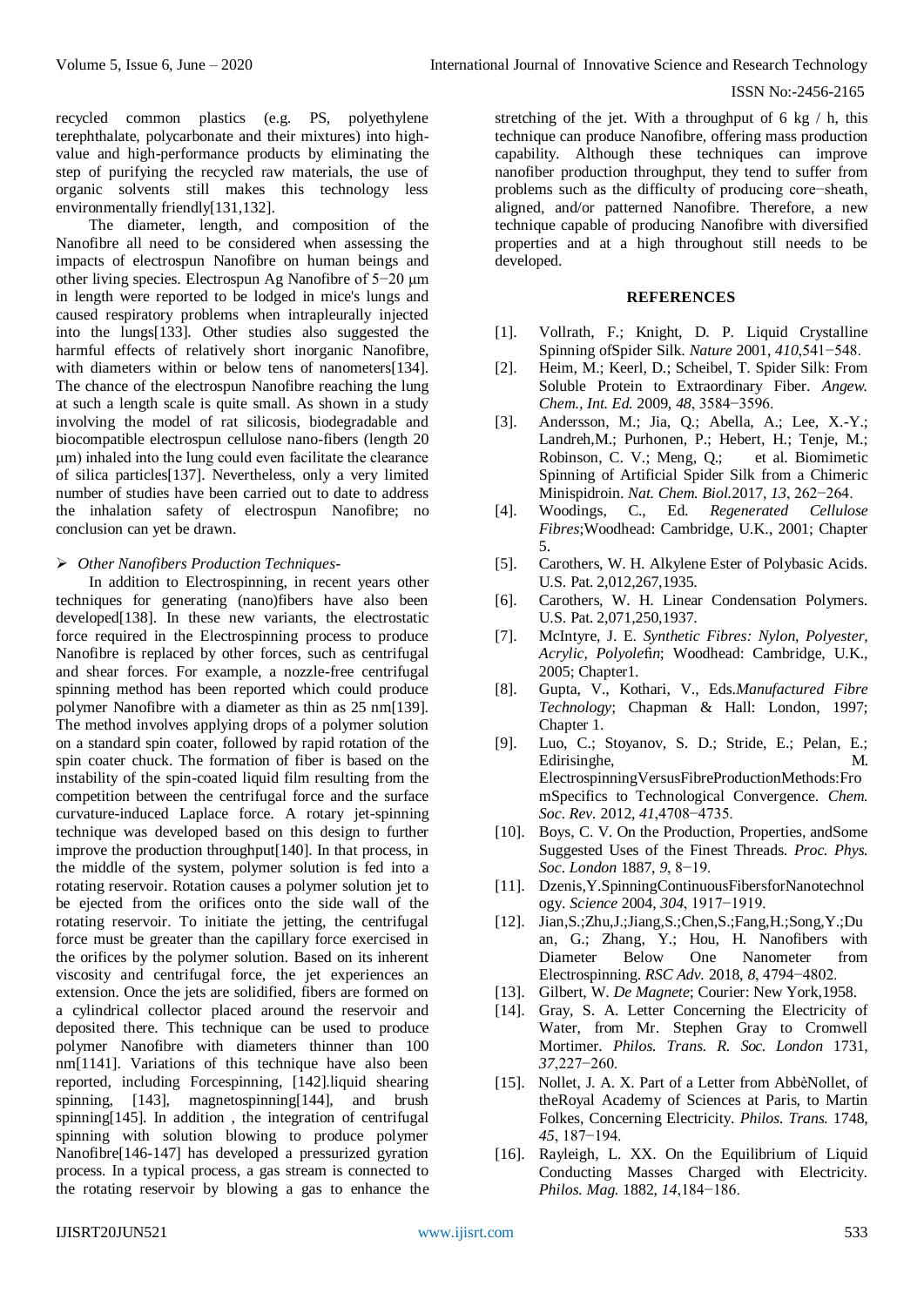recycled common plastics (e.g. PS, polyethylene terephthalate, polycarbonate and their mixtures) into high-value and high-performance products by eliminating the step of purifying the recycled raw materials, the use of organic solvents still makes this technology less environmentally friendly[131,132].

The diameter, length, and composition of the Nanofibre all need to be considered when assessing the impacts of electrospun Nanofibre on human beings and other living species. Electrospun Ag Nanofibre of 5−20 μm in length were reported to be lodged in mice's lungs and caused respiratory problems when intrapleurally injected into the lungs[133]. Other studies also suggested the harmful effects of relatively short inorganic Nanofibre, with diameters within or below tens of nanometers[134]. The chance of the electrospun Nanofibre reaching the lung at such a length scale is quite small. As shown in a study involving the model of rat silicosis, biodegradable and biocompatible electrospun cellulose nano-fibers (length 20 μm) inhaled into the lung could even facilitate the clearance of silica particles[137]. Nevertheless, only a very limited number of studies have been carried out to date to address the inhalation safety of electrospun Nanofibre; no conclusion can yet be drawn.

- *Other Nanofibers Production Techniques-*

In addition to Electrospinning, in recent years other techniques for generating (nano)fibers have also been developed[138]. In these new variants, the electrostatic force required in the Electrospinning process to produce Nanofibre is replaced by other forces, such as centrifugal and shear forces. For example, a nozzle-free centrifugal spinning method has been reported which could produce polymer Nanofibre with a diameter as thin as 25 nm[139]. The method involves applying drops of a polymer solution on a standard spin coater, followed by rapid rotation of the spin coater chuck. The formation of fiber is based on the instability of the spin-coated liquid film resulting from the competition between the centrifugal force and the surface curvature-induced Laplace force. A rotary jet-spinning technique was developed based on this design to further improve the production throughput[140]. In that process, in the middle of the system, polymer solution is fed into a rotating reservoir. Rotation causes a polymer solution jet to be ejected from the orifices onto the side wall of the rotating reservoir. To initiate the jetting, the centrifugal force must be greater than the capillary force exercised in the orifices by the polymer solution. Based on its inherent viscosity and centrifugal force, the jet experiences an extension. Once the jets are solidified, fibers are formed on a cylindrical collector placed around the reservoir and deposited there. This technique can be used to produce polymer Nanofibre with diameters thinner than 100 nm[1141]. Variations of this technique have also been reported, including Forcespinning, [142].liquid shearing spinning, [143], magnetospinning[144], and brush spinning[145]. In addition , the integration of centrifugal spinning with solution blowing to produce polymer Nanofibre[146-147] has developed a pressurized gyration process. In a typical process, a gas stream is connected to the rotating reservoir by blowing a gas to enhance the stretching of the jet. With a throughput of 6 kg / h, this technique can produce Nanofibre, offering mass production capability. Although these techniques can improve nanofiber production throughput, they tend to suffer from problems such as the difficulty of producing core−sheath, aligned, and/or patterned Nanofibre. Therefore, a new technique capable of producing Nanofibre with diversified properties and at a high throughput still needs to be developed.

## REFERENCES

[1]. Vollrath, F.; Knight, D. P. Liquid Crystalline Spinning ofSpider Silk. *Nature* 2001, *410*,541−548.

[2]. Heim, M.; Keerl, D.; Scheibel, T. Spider Silk: From Soluble Protein to Extraordinary Fiber. *Angew. Chem., Int. Ed.* 2009, *48*, 3584−3596.

[3]. Andersson, M.; Jia, Q.; Abella, A.; Lee, X.-Y.; Landreh,M.; Purhonen, P.; Hebert, H.; Tenje, M.; Robinson, C. V.; Meng, Q.; et al. Biomimetic Spinning of Artificial Spider Silk from a Chimeric Minispidroin. *Nat. Chem. Biol.*2017, *13*, 262−264.

[4]. Woodings, C., Ed. *Regenerated Cellulose Fibres*;Woodhead: Cambridge, U.K., 2001; Chapter 5.

[5]. Carothers, W. H. Alkylene Ester of Polybasic Acids. U.S. Pat. 2,012,267,1935.

[6]. Carothers, W. H. Linear Condensation Polymers. U.S. Pat. 2,071,250,1937.

[7]. McIntyre, J. E. *Synthetic Fibres: Nylon, Polyester, Acrylic, Polyolefin*; Woodhead: Cambridge, U.K., 2005; Chapter1.

[8]. Gupta, V., Kothari, V., Eds.*Manufactured Fibre Technology*; Chapman & Hall: London, 1997; Chapter 1.

[9]. Luo, C.; Stoyanov, S. D.; Stride, E.; Pelan, E.; Edirisinghe, M. ElectrospinningVersusFibreProductionMethods:FromSpecifics to Technological Convergence. *Chem. Soc. Rev.* 2012, *41*,4708−4735.

[10]. Boys, C. V. On the Production, Properties, andSome Suggested Uses of the Finest Threads. *Proc. Phys. Soc. London* 1887, *9*, 8−19.

[11]. Dzenis,Y.SpinningContinuousFibersforNanotechnology. *Science* 2004, *304*, 1917−1919.

[12]. Jian,S.;Zhu,J.;Jiang,S.;Chen,S.;Fang,H.;Song,Y.;Duan, G.; Zhang, Y.; Hou, H. Nanofibers with Diameter Below One Nanometer from Electrospinning. *RSC Adv.* 2018, *8*, 4794−4802.

[13]. Gilbert, W. *De Magnete*; Courier: New York,1958.

[14]. Gray, S. A. Letter Concerning the Electricity of Water, from Mr. Stephen Gray to Cromwell Mortimer. *Philos. Trans. R. Soc. London* 1731, *37*,227−260.

[15]. Nollet, J. A. X. Part of a Letter from AbbèNollet, of theRoyal Academy of Sciences at Paris, to Martin Folkes, Concerning Electricity. *Philos. Trans.* 1748, *45*, 187−194.

[16]. Rayleigh, L. XX. On the Equilibrium of Liquid Conducting Masses Charged with Electricity. *Philos. Mag.* 1882, *14*,184−186.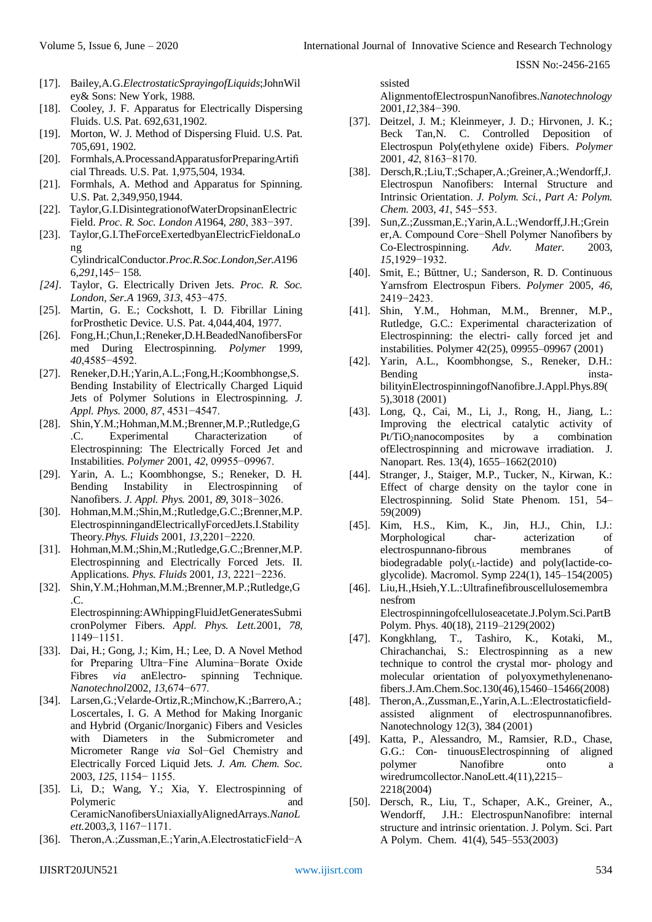[17]. Bailey,A.G.*ElectrostaticSprayingofLiquids*;JohnWiley& Sons: New York, 1988.

[18]. Cooley, J. F. Apparatus for Electrically Dispersing Fluids. U.S. Pat. 692,631,1902.

[19]. Morton, W. J. Method of Dispersing Fluid. U.S. Pat. 705,691, 1902.

[20]. Formhals,A.ProcessandApparatusforPreparingArtificial Threads. U.S. Pat. 1,975,504, 1934.

[21]. Formhals, A. Method and Apparatus for Spinning. U.S. Pat. 2,349,950,1944.

[22]. Taylor,G.I.DisintegrationofWaterDropsinanElectric Field. *Proc. R. Soc. London A*1964, *280*, 383−397.

[23]. Taylor,G.I.TheForceExertedbyanElectricFieldonaLong CylindricalConductor.*Proc.R.Soc.London,Ser.A*1966,*291*,145− 158.

*[24].* Taylor, G. Electrically Driven Jets. *Proc. R. Soc. London, Ser.A* 1969, *313*, 453−475.

[25]. Martin, G. E.; Cockshott, I. D. Fibrillar Lining forProsthetic Device. U.S. Pat. 4,044,404, 1977.

[26]. Fong,H.;Chun,I.;Reneker,D.H.BeadedNanofibersFormed During Electrospinning. *Polymer* 1999, *40*,4585−4592.

[27]. Reneker,D.H.;Yarin,A.L.;Fong,H.;Koombhongse,S. Bending Instability of Electrically Charged Liquid Jets of Polymer Solutions in Electrospinning. *J. Appl. Phys.* 2000, *87*, 4531−4547.

[28]. Shin,Y.M.;Hohman,M.M.;Brenner,M.P.;Rutledge,G.C. Experimental Characterization of Electrospinning: The Electrically Forced Jet and Instabilities. *Polymer* 2001, *42*, 09955−09967.

[29]. Yarin, A. L.; Koombhongse, S.; Reneker, D. H. Bending Instability in Electrospinning of Nanofibers. *J. Appl. Phys.* 2001, *89*, 3018−3026.

[30]. Hohman,M.M.;Shin,M.;Rutledge,G.C.;Brenner,M.P. ElectrospinningandElectricallyForcedJets.I.Stability Theory.*Phys. Fluids* 2001, *13*,2201−2220.

[31]. Hohman,M.M.;Shin,M.;Rutledge,G.C.;Brenner,M.P. Electrospinning and Electrically Forced Jets. II. Applications. *Phys. Fluids* 2001, *13*, 2221−2236.

[32]. Shin,Y.M.;Hohman,M.M.;Brenner,M.P.;Rutledge,G.C. Electrospinning:AWhippingFluidJetGeneratesSubmicronPolymer Fibers. *Appl. Phys. Lett.*2001, *78*, 1149−1151.

[33]. Dai, H.; Gong, J.; Kim, H.; Lee, D. A Novel Method for Preparing Ultra−Fine Alumina−Borate Oxide Fibres *via* anElectro- spinning Technique. *Nanotechnol*2002, *13*,674−677.

[34]. Larsen,G.;Velarde-Ortiz,R.;Minchow,K.;Barrero,A.; Loscertales, I. G. A Method for Making Inorganic and Hybrid (Organic/Inorganic) Fibers and Vesicles with Diameters in the Submicrometer and Micrometer Range *via* Sol−Gel Chemistry and Electrically Forced Liquid Jets. *J. Am. Chem. Soc.* 2003, *125*, 1154− 1155.

[35]. Li, D.; Wang, Y.; Xia, Y. Electrospinning of Polymeric and CeramicNanofibersUniaxiallyAlignedArrays.*NanoLett.*2003,*3*, 1167−1171.

[36]. Theron,A.;Zussman,E.;Yarin,A.ElectrostaticField−Assisted AlignmentofElectrospunNanofibres.*Nanotechnology* 2001,*12*,384−390.

[37]. Deitzel, J. M.; Kleinmeyer, J. D.; Hirvonen, J. K.; Beck Tan,N. C. Controlled Deposition of Electrospun Poly(ethylene oxide) Fibers. *Polymer* 2001, *42*, 8163−8170.

[38]. Dersch,R.;Liu,T.;Schaper,A.;Greiner,A.;Wendorff,J. Electrospun Nanofibers: Internal Structure and Intrinsic Orientation. *J. Polym. Sci., Part A: Polym. Chem.* 2003, *41*, 545−553.

[39]. Sun,Z.;Zussman,E.;Yarin,A.L.;Wendorff,J.H.;Greiner,A. Compound Core−Shell Polymer Nanofibers by Co-Electrospinning. *Adv. Mater.* 2003, *15*,1929−1932.

[40]. Smit, E.; Bűttner, U.; Sanderson, R. D. Continuous Yarnsfrom Electrospun Fibers. *Polymer* 2005, *46*, 2419−2423.

[41]. Shin, Y.M., Hohman, M.M., Brenner, M.P., Rutledge, G.C.: Experimental characterization of Electrospinning: the electri- cally forced jet and instabilities. Polymer 42(25), 09955–09967 (2001)

[42]. Yarin, A.L., Koombhongse, S., Reneker, D.H.: Bending insta-bilityinElectrospinningofNanofibre.J.Appl.Phys.89(5),3018 (2001)

[43]. Long, Q., Cai, M., Li, J., Rong, H., Jiang, L.: Improving the electrical catalytic activity of Pt/$TiO_2$nanocomposites by a combination ofElectrospinning and microwave irradiation. J. Nanopart. Res. 13(4), 1655–1662(2010)

[44]. Stranger, J., Staiger, M.P., Tucker, N., Kirwan, K.: Effect of charge density on the taylor cone in Electrospinning. Solid State Phenom. 151, 54–59(2009)

[45]. Kim, H.S., Kim, K., Jin, H.J., Chin, I.J.: Morphological char- acterization of electrospunnano-fibrous membranes of biodegradable poly(L-lactide) and poly(lactide-co-glycolide). Macromol. Symp 224(1), 145–154(2005)

[46]. Liu,H.,Hsieh,Y.L.:Ultrafinefibrouscellulosemembranesfrom Electrospinningofcelluloseacetate.J.Polym.Sci.PartB Polym. Phys. 40(18), 2119–2129(2002)

[47]. Kongkhlang, T., Tashiro, K., Kotaki, M., Chirachanchai, S.: Electrospinning as a new technique to control the crystal mor- phology and molecular orientation of polyoxymethylenenano-fibers.J.Am.Chem.Soc.130(46),15460–15466(2008)

[48]. Theron,A.,Zussman,E.,Yarin,A.L.:Electrostaticfield-assisted alignment of electrospunnanofibres. Nanotechnology 12(3), 384 (2001)

[49]. Katta, P., Alessandro, M., Ramsier, R.D., Chase, G.G.: Con- tinuousElectrospinning of aligned polymer Nanofibre onto a wiredrumcollector.NanoLett.4(11),2215–2218(2004)

[50]. Dersch, R., Liu, T., Schaper, A.K., Greiner, A., Wendorff, J.H.: ElectrospunNanofibre: internal structure and intrinsic orientation. J. Polym. Sci. Part A Polym. Chem. 41(4), 545–553(2003)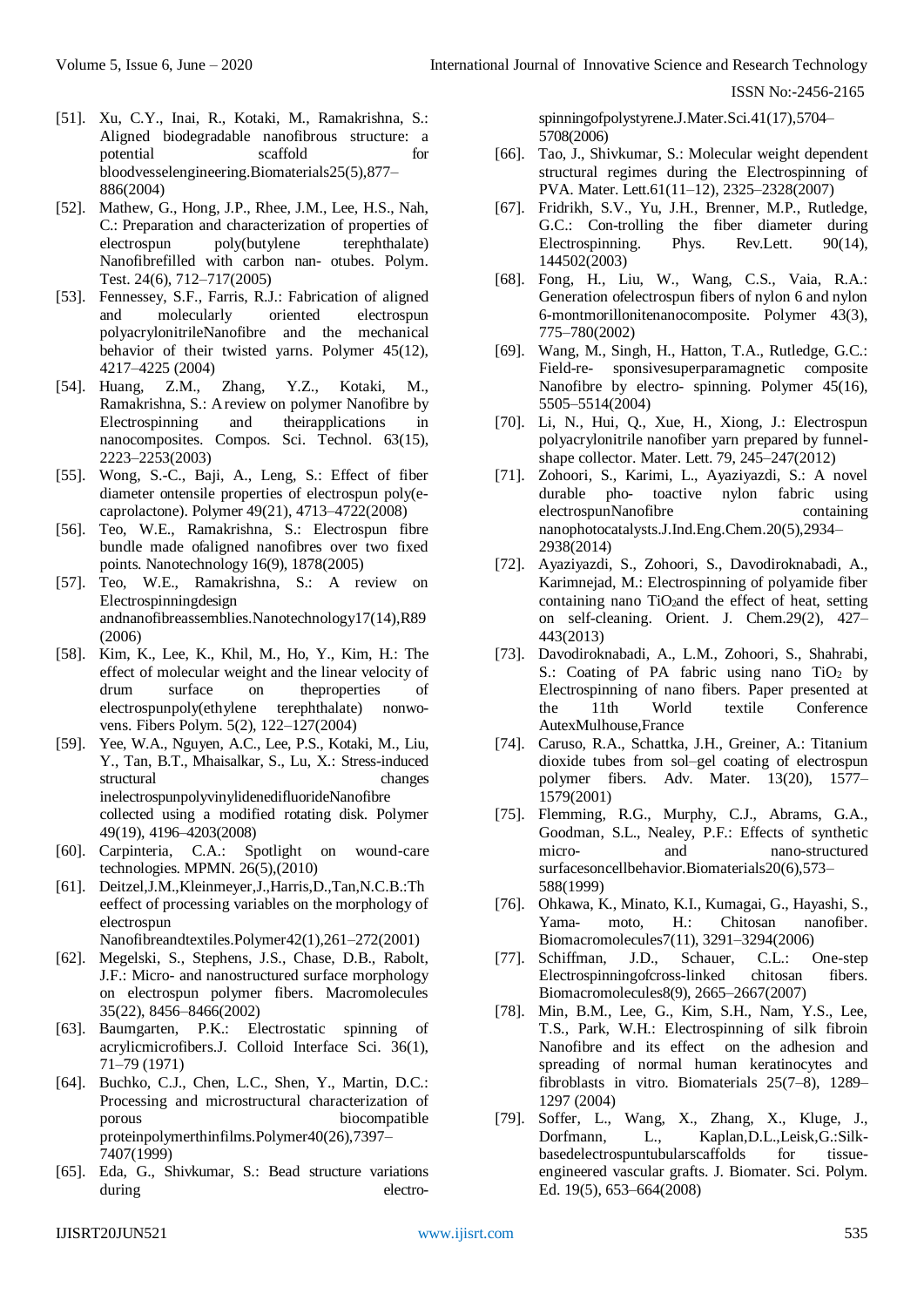[51]. Xu, C.Y., Inai, R., Kotaki, M., Ramakrishna, S.: Aligned biodegradable nanofibrous structure: a potential scaffold for bloodvesselengineering.Biomaterials25(5),877–886(2004)

[52]. Mathew, G., Hong, J.P., Rhee, J.M., Lee, H.S., Nah, C.: Preparation and characterization of properties of electrospun poly(butylene terephthalate) Nanofibrefilled with carbon nan- otubes. Polym. Test. 24(6), 712–717(2005)

[53]. Fennessey, S.F., Farris, R.J.: Fabrication of aligned and molecularly oriented electrospun polyacrylonitrileNanofibre and the mechanical behavior of their twisted yarns. Polymer 45(12), 4217–4225 (2004)

[54]. Huang, Z.M., Zhang, Y.Z., Kotaki, M., Ramakrishna, S.: A review on polymer Nanofibre by Electrospinning and theirapplications in nanocomposites. Compos. Sci. Technol. 63(15), 2223–2253(2003)

[55]. Wong, S.-C., Baji, A., Leng, S.: Effect of fiber diameter ontensile properties of electrospun poly(e-caprolactone). Polymer 49(21), 4713–4722(2008)

[56]. Teo, W.E., Ramakrishna, S.: Electrospun fibre bundle made ofaligned nanofibres over two fixed points. Nanotechnology 16(9), 1878(2005)

[57]. Teo, W.E., Ramakrishna, S.: A review on Electrospinningdesign andnanofibreassemblies.Nanotechnology17(14),R89 (2006)

[58]. Kim, K., Lee, K., Khil, M., Ho, Y., Kim, H.: The effect of molecular weight and the linear velocity of drum surface on theproperties of electrospunpoly(ethylene terephthalate) nonwo- vens. Fibers Polym. 5(2), 122–127(2004)

[59]. Yee, W.A., Nguyen, A.C., Lee, P.S., Kotaki, M., Liu, Y., Tan, B.T., Mhaisalkar, S., Lu, X.: Stress-induced structural changes inelectrospunpolyvinylidenedifluorideNanofibre collected using a modified rotating disk. Polymer 49(19), 4196–4203(2008)

[60]. Carpinteria, C.A.: Spotlight on wound-care technologies. MPMN. 26(5),(2010)

[61]. Deitzel,J.M.,Kleinmeyer,J.,Harris,D.,Tan,N.C.B.:Theeffect of processing variables on the morphology of electrospun Nanofibreandtextiles.Polymer42(1),261–272(2001)

[62]. Megelski, S., Stephens, J.S., Chase, D.B., Rabolt, J.F.: Micro- and nanostructured surface morphology on electrospun polymer fibers. Macromolecules 35(22), 8456–8466(2002)

[63]. Baumgarten, P.K.: Electrostatic spinning of acrylicmicrofibers.J. Colloid Interface Sci. 36(1), 71–79 (1971)

[64]. Buchko, C.J., Chen, L.C., Shen, Y., Martin, D.C.: Processing and microstructural characterization of porous biocompatible proteinpolymerthinfilms.Polymer40(26),7397–7407(1999)

[65]. Eda, G., Shivkumar, S.: Bead structure variations during electro-spinningofpolystyrene.J.Mater.Sci.41(17),5704–5708(2006)

[66]. Tao, J., Shivkumar, S.: Molecular weight dependent structural regimes during the Electrospinning of PVA. Mater. Lett.61(11–12), 2325–2328(2007)

[67]. Fridrikh, S.V., Yu, J.H., Brenner, M.P., Rutledge, G.C.: Con-trolling the fiber diameter during Electrospinning. Phys. Rev.Lett. 90(14), 144502(2003)

[68]. Fong, H., Liu, W., Wang, C.S., Vaia, R.A.: Generation ofelectrospun fibers of nylon 6 and nylon 6-montmorillonitenanocomposite. Polymer 43(3), 775–780(2002)

[69]. Wang, M., Singh, H., Hatton, T.A., Rutledge, G.C.: Field-re- sponsivesuperparamagnetic composite Nanofibre by electro- spinning. Polymer 45(16), 5505–5514(2004)

[70]. Li, N., Hui, Q., Xue, H., Xiong, J.: Electrospun polyacrylonitrile nanofiber yarn prepared by funnel-shape collector. Mater. Lett. 79, 245–247(2012)

[71]. Zohoori, S., Karimi, L., Ayaziyazdi, S.: A novel durable pho- toactive nylon fabric using electrospunNanofibre containing nanophotocatalysts.J.Ind.Eng.Chem.20(5),2934–2938(2014)

[72]. Ayaziyazdi, S., Zohoori, S., Davodiroknabadi, A., Karimnejad, M.: Electrospinning of polyamide fiber containing nano $TiO_2$and the effect of heat, setting on self-cleaning. Orient. J. Chem.29(2), 427–443(2013)

[73]. Davodiroknabadi, A., L.M., Zohoori, S., Shahrabi, S.: Coating of PA fabric using nano $TiO_2$ by Electrospinning of nano fibers. Paper presented at the 11th World textile Conference AutexMulhouse,France

[74]. Caruso, R.A., Schattka, J.H., Greiner, A.: Titanium dioxide tubes from sol–gel coating of electrospun polymer fibers. Adv. Mater. 13(20), 1577–1579(2001)

[75]. Flemming, R.G., Murphy, C.J., Abrams, G.A., Goodman, S.L., Nealey, P.F.: Effects of synthetic micro- and nano-structured surfacesoncellbehavior.Biomaterials20(6),573–588(1999)

[76]. Ohkawa, K., Minato, K.I., Kumagai, G., Hayashi, S., Yama- moto, H.: Chitosan nanofiber. Biomacromolecules7(11), 3291–3294(2006)

[77]. Schiffman, J.D., Schauer, C.L.: One-step Electrospinningofcross-linked chitosan fibers. Biomacromolecules8(9), 2665–2667(2007)

[78]. Min, B.M., Lee, G., Kim, S.H., Nam, Y.S., Lee, T.S., Park, W.H.: Electrospinning of silk fibroin Nanofibre and its effect on the adhesion and spreading of normal human keratinocytes and fibroblasts in vitro. Biomaterials 25(7–8), 1289–1297 (2004)

[79]. Soffer, L., Wang, X., Zhang, X., Kluge, J., Dorfmann, L., Kaplan,D.L.,Leisk,G.:Silk-basedelectrospuntubularscaffolds for tissue-engineered vascular grafts. J. Biomater. Sci. Polym. Ed. 19(5), 653–664(2008)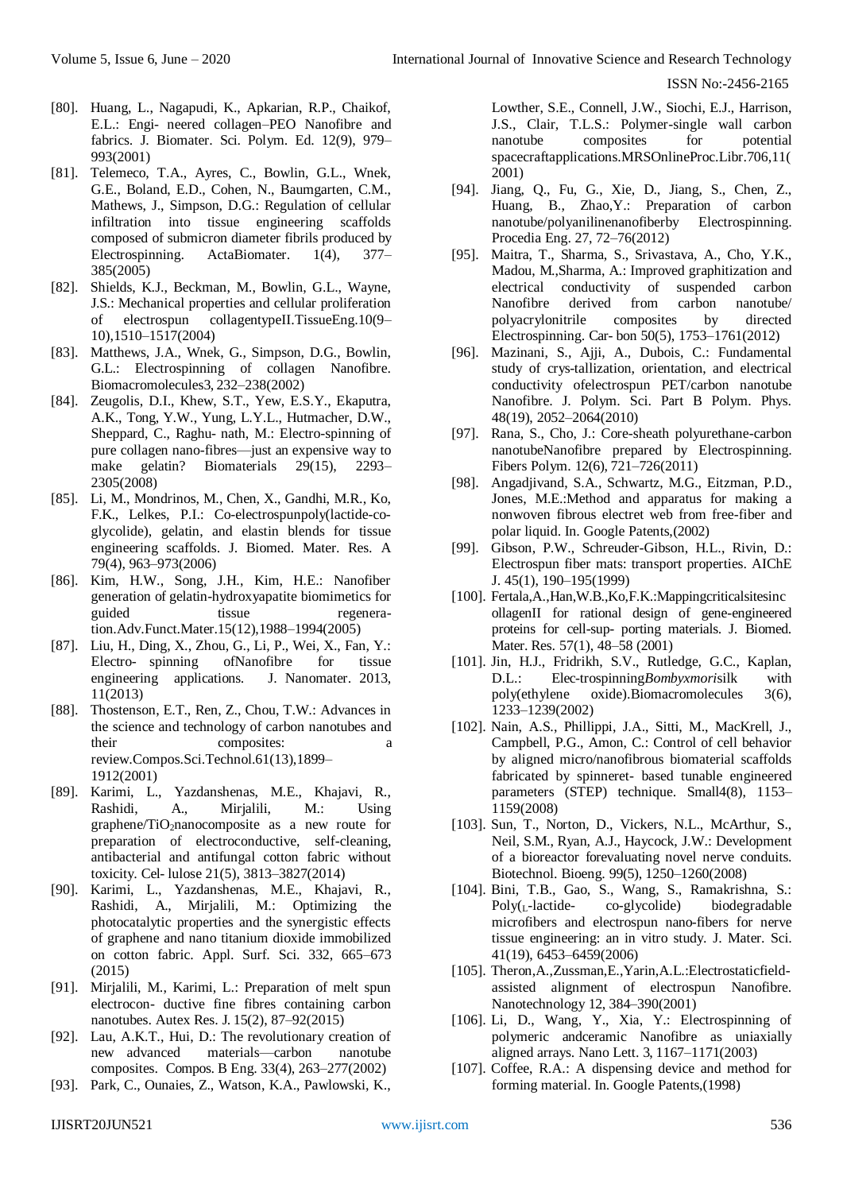[80]. Huang, L., Nagapudi, K., Apkarian, R.P., Chaikof, E.L.: Engi- neered collagen–PEO Nanofibre and fabrics. J. Biomater. Sci. Polym. Ed. 12(9), 979–993(2001)

[81]. Telemeco, T.A., Ayres, C., Bowlin, G.L., Wnek, G.E., Boland, E.D., Cohen, N., Baumgarten, C.M., Mathews, J., Simpson, D.G.: Regulation of cellular infiltration into tissue engineering scaffolds composed of submicron diameter fibrils produced by Electrospinning. ActaBiomater. 1(4), 377–385(2005)

[82]. Shields, K.J., Beckman, M., Bowlin, G.L., Wayne, J.S.: Mechanical properties and cellular proliferation of electrospun collagentypeII.TissueEng.10(9–10),1510–1517(2004)

[83]. Matthews, J.A., Wnek, G., Simpson, D.G., Bowlin, G.L.: Electrospinning of collagen Nanofibre. Biomacromolecules3, 232–238(2002)

[84]. Zeugolis, D.I., Khew, S.T., Yew, E.S.Y., Ekaputra, A.K., Tong, Y.W., Yung, L.Y.L., Hutmacher, D.W., Sheppard, C., Raghu- nath, M.: Electro-spinning of pure collagen nano-fibres—just an expensive way to make gelatin? Biomaterials 29(15), 2293–2305(2008)

[85]. Li, M., Mondrinos, M., Chen, X., Gandhi, M.R., Ko, F.K., Lelkes, P.I.: Co-electrospunpoly(lactide-co-glycolide), gelatin, and elastin blends for tissue engineering scaffolds. J. Biomed. Mater. Res. A 79(4), 963–973(2006)

[86]. Kim, H.W., Song, J.H., Kim, H.E.: Nanofiber generation of gelatin-hydroxyapatite biomimetics for guided tissue regeneration.Adv.Funct.Mater.15(12),1988–1994(2005)

[87]. Liu, H., Ding, X., Zhou, G., Li, P., Wei, X., Fan, Y.: Electro- spinning ofNanofibre for tissue engineering applications. J. Nanomater. 2013, 11(2013)

[88]. Thostenson, E.T., Ren, Z., Chou, T.W.: Advances in the science and technology of carbon nanotubes and their composites: a review.Compos.Sci.Technol.61(13),1899–1912(2001)

[89]. Karimi, L., Yazdanshenas, M.E., Khajavi, R., Rashidi, A., Mirjalili, M.: Using graphene/$TiO_2$nanocomposite as a new route for preparation of electroconductive, self-cleaning, antibacterial and antifungal cotton fabric without toxicity. Cel- lulose 21(5), 3813–3827(2014)

[90]. Karimi, L., Yazdanshenas, M.E., Khajavi, R., Rashidi, A., Mirjalili, M.: Optimizing the photocatalytic properties and the synergistic effects of graphene and nano titanium dioxide immobilized on cotton fabric. Appl. Surf. Sci. 332, 665–673 (2015)

[91]. Mirjalili, M., Karimi, L.: Preparation of melt spun electrocon- ductive fine fibres containing carbon nanotubes. Autex Res. J. 15(2), 87–92(2015)

[92]. Lau, A.K.T., Hui, D.: The revolutionary creation of new advanced materials—carbon nanotube composites. Compos. B Eng. 33(4), 263–277(2002)

[93]. Park, C., Ounaies, Z., Watson, K.A., Pawlowski, K., Lowther, S.E., Connell, J.W., Siochi, E.J., Harrison, J.S., Clair, T.L.S.: Polymer-single wall carbon nanotube composites for potential spacecraftapplications.MRSOnlineProc.Libr.706,11(2001)

[94]. Jiang, Q., Fu, G., Xie, D., Jiang, S., Chen, Z., Huang, B., Zhao,Y.: Preparation of carbon nanotube/polyanilinenanofiberby Electrospinning. Procedia Eng. 27, 72–76(2012)

[95]. Maitra, T., Sharma, S., Srivastava, A., Cho, Y.K., Madou, M.,Sharma, A.: Improved graphitization and electrical conductivity of suspended carbon Nanofibre derived from carbon nanotube/ polyacrylonitrile composites by directed Electrospinning. Car- bon 50(5), 1753–1761(2012)

[96]. Mazinani, S., Ajji, A., Dubois, C.: Fundamental study of crys-tallization, orientation, and electrical conductivity ofelectrospun PET/carbon nanotube Nanofibre. J. Polym. Sci. Part B Polym. Phys. 48(19), 2052–2064(2010)

[97]. Rana, S., Cho, J.: Core-sheath polyurethane-carbon nanotubeNanofibre prepared by Electrospinning. Fibers Polym. 12(6), 721–726(2011)

[98]. Angadjivand, S.A., Schwartz, M.G., Eitzman, P.D., Jones, M.E.:Method and apparatus for making a nonwoven fibrous electret web from free-fiber and polar liquid. In. Google Patents,(2002)

[99]. Gibson, P.W., Schreuder-Gibson, H.L., Rivin, D.: Electrospun fiber mats: transport properties. AIChE J. 45(1), 190–195(1999)

[100]. Fertala,A.,Han,W.B.,Ko,F.K.:Mappingcriticalsitesincollagen II for rational design of gene-engineered proteins for cell-sup- porting materials. J. Biomed. Mater. Res. 57(1), 48–58 (2001)

[101]. Jin, H.J., Fridrikh, S.V., Rutledge, G.C., Kaplan, D.L.: Elec-trospinning*Bombyxmori*silk with poly(ethylene oxide).Biomacromolecules 3(6), 1233–1239(2002)

[102]. Nain, A.S., Phillippi, J.A., Sitti, M., MacKrell, J., Campbell, P.G., Amon, C.: Control of cell behavior by aligned micro/nanofibrous biomaterial scaffolds fabricated by spinneret- based tunable engineered parameters (STEP) technique. Small4(8), 1153–1159(2008)

[103]. Sun, T., Norton, D., Vickers, N.L., McArthur, S., Neil, S.M., Ryan, A.J., Haycock, J.W.: Development of a bioreactor forevaluating novel nerve conduits. Biotechnol. Bioeng. 99(5), 1250–1260(2008)

[104]. Bini, T.B., Gao, S., Wang, S., Ramakrishna, S.: Poly($_L$-lactide- co-glycolide) biodegradable microfibers and electrospun nano-fibers for nerve tissue engineering: an in vitro study. J. Mater. Sci. 41(19), 6453–6459(2006)

[105]. Theron,A.,Zussman,E.,Yarin,A.L.:Electrostaticfield-assisted alignment of electrospun Nanofibre. Nanotechnology 12, 384–390(2001)

[106]. Li, D., Wang, Y., Xia, Y.: Electrospinning of polymeric andceramic Nanofibre as uniaxially aligned arrays. Nano Lett. 3, 1167–1171(2003)

[107]. Coffee, R.A.: A dispensing device and method for forming material. In. Google Patents,(1998)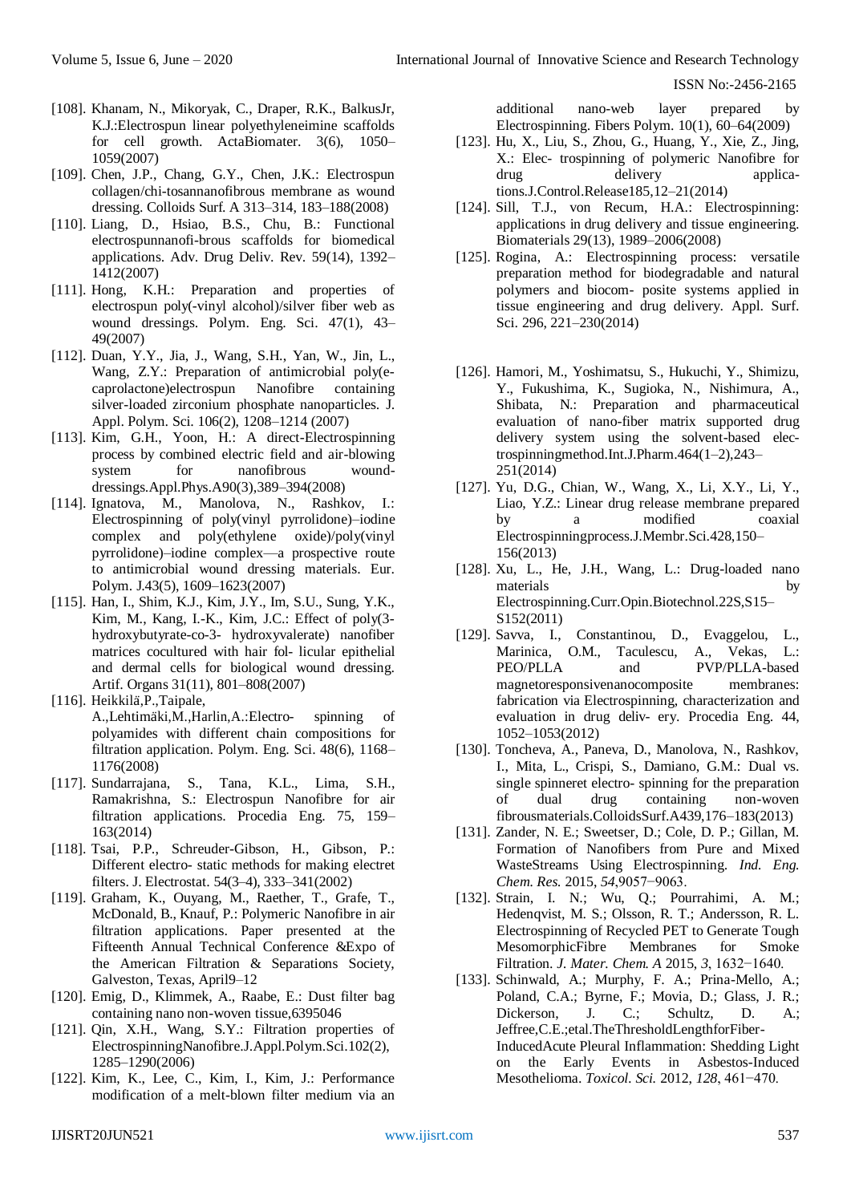[108]. Khanam, N., Mikoryak, C., Draper, R.K., BalkusJr, K.J.:Electrospun linear polyethyleneimine scaffolds for cell growth. ActaBiomater. 3(6), 1050–1059(2007)

[109]. Chen, J.P., Chang, G.Y., Chen, J.K.: Electrospun collagen/chi-tosannanofibrous membrane as wound dressing. Colloids Surf. A 313–314, 183–188(2008)

[110]. Liang, D., Hsiao, B.S., Chu, B.: Functional electrospunnanofi-brous scaffolds for biomedical applications. Adv. Drug Deliv. Rev. 59(14), 1392–1412(2007)

[111]. Hong, K.H.: Preparation and properties of electrospun poly(-vinyl alcohol)/silver fiber web as wound dressings. Polym. Eng. Sci. 47(1), 43–49(2007)

[112]. Duan, Y.Y., Jia, J., Wang, S.H., Yan, W., Jin, L., Wang, Z.Y.: Preparation of antimicrobial poly(e-caprolactone)electrospun Nanofibre containing silver-loaded zirconium phosphate nanoparticles. J. Appl. Polym. Sci. 106(2), 1208–1214 (2007)

[113]. Kim, G.H., Yoon, H.: A direct-Electrospinning process by combined electric field and air-blowing system for nanofibrous wound-dressings.Appl.Phys.A90(3),389–394(2008)

[114]. Ignatova, M., Manolova, N., Rashkov, I.: Electrospinning of poly(vinyl pyrrolidone)–iodine complex and poly(ethylene oxide)/poly(vinyl pyrrolidone)–iodine complex—a prospective route to antimicrobial wound dressing materials. Eur. Polym. J.43(5), 1609–1623(2007)

[115]. Han, I., Shim, K.J., Kim, J.Y., Im, S.U., Sung, Y.K., Kim, M., Kang, I.-K., Kim, J.C.: Effect of poly(3-hydroxybutyrate-co-3- hydroxyvalerate) nanofiber matrices cocultured with hair fol- licular epithelial and dermal cells for biological wound dressing. Artif. Organs 31(11), 801–808(2007)

[116]. Heikkilä,P.,Taipale, A.,Lehtimäki,M.,Harlin,A.:Electro- spinning of polyamides with different chain compositions for filtration application. Polym. Eng. Sci. 48(6), 1168–1176(2008)

[117]. Sundarrajana, S., Tana, K.L., Lima, S.H., Ramakrishna, S.: Electrospun Nanofibre for air filtration applications. Procedia Eng. 75, 159–163(2014)

[118]. Tsai, P.P., Schreuder-Gibson, H., Gibson, P.: Different electro- static methods for making electret filters. J. Electrostat. 54(3–4), 333–341(2002)

[119]. Graham, K., Ouyang, M., Raether, T., Grafe, T., McDonald, B., Knauf, P.: Polymeric Nanofibre in air filtration applications. Paper presented at the Fifteenth Annual Technical Conference &Expo of the American Filtration & Separations Society, Galveston, Texas, April9–12

[120]. Emig, D., Klimmek, A., Raabe, E.: Dust filter bag containing nano non-woven tissue,6395046

[121]. Qin, X.H., Wang, S.Y.: Filtration properties of ElectrospinningNanofibre.J.Appl.Polym.Sci.102(2), 1285–1290(2006)

[122]. Kim, K., Lee, C., Kim, I., Kim, J.: Performance modification of a melt-blown filter medium via an additional nano-web layer prepared by Electrospinning. Fibers Polym. 10(1), 60–64(2009)

[123]. Hu, X., Liu, S., Zhou, G., Huang, Y., Xie, Z., Jing, X.: Elec- trospinning of polymeric Nanofibre for drug delivery applica- tions.J.Control.Release185,12–21(2014)

[124]. Sill, T.J., von Recum, H.A.: Electrospinning: applications in drug delivery and tissue engineering. Biomaterials 29(13), 1989–2006(2008)

[125]. Rogina, A.: Electrospinning process: versatile preparation method for biodegradable and natural polymers and biocom- posite systems applied in tissue engineering and drug delivery. Appl. Surf. Sci. 296, 221–230(2014)

[126]. Hamori, M., Yoshimatsu, S., Hukuchi, Y., Shimizu, Y., Fukushima, K., Sugioka, N., Nishimura, A., Shibata, N.: Preparation and pharmaceutical evaluation of nano-fiber matrix supported drug delivery system using the solvent-based elec- trospinningmethod.Int.J.Pharm.464(1–2),243–251(2014)

[127]. Yu, D.G., Chian, W., Wang, X., Li, X.Y., Li, Y., Liao, Y.Z.: Linear drug release membrane prepared by a modified coaxial Electrospinningprocess.J.Membr.Sci.428,150–156(2013)

[128]. Xu, L., He, J.H., Wang, L.: Drug-loaded nano materials by Electrospinning.Curr.Opin.Biotechnol.22S,S15–S152(2011)

[129]. Savva, I., Constantinou, D., Evaggelou, L., Marinica, O.M., Taculescu, A., Vekas, L.: PEO/PLLA and PVP/PLLA-based magnetoresponsivenanocomposite membranes: fabrication via Electrospinning, characterization and evaluation in drug deliv- ery. Procedia Eng. 44, 1052–1053(2012)

[130]. Toncheva, A., Paneva, D., Manolova, N., Rashkov, I., Mita, L., Crispi, S., Damiano, G.M.: Dual vs. single spinneret electro- spinning for the preparation of dual drug containing non-woven fibrousmaterials.ColloidsSurf.A439,176–183(2013)

[131]. Zander, N. E.; Sweetser, D.; Cole, D. P.; Gillan, M. Formation of Nanofibers from Pure and Mixed WasteStreams Using Electrospinning. *Ind. Eng. Chem. Res.* 2015, *54*,9057−9063.

[132]. Strain, I. N.; Wu, Q.; Pourrahimi, A. M.; Hedenqvist, M. S.; Olsson, R. T.; Andersson, R. L. Electrospinning of Recycled PET to Generate Tough MesomorphicFibre Membranes for Smoke Filtration. *J. Mater. Chem. A* 2015, *3*, 1632−1640.

[133]. Schinwald, A.; Murphy, F. A.; Prina-Mello, A.; Poland, C.A.; Byrne, F.; Movia, D.; Glass, J. R.; Dickerson, J. C.; Schultz, D. A.; Jeffree,C.E.;etal.TheThresholdLengthforFiber-InducedAcute Pleural Inflammation: Shedding Light on the Early Events in Asbestos-Induced Mesothelioma. *Toxicol. Sci.* 2012, *128*, 461−470.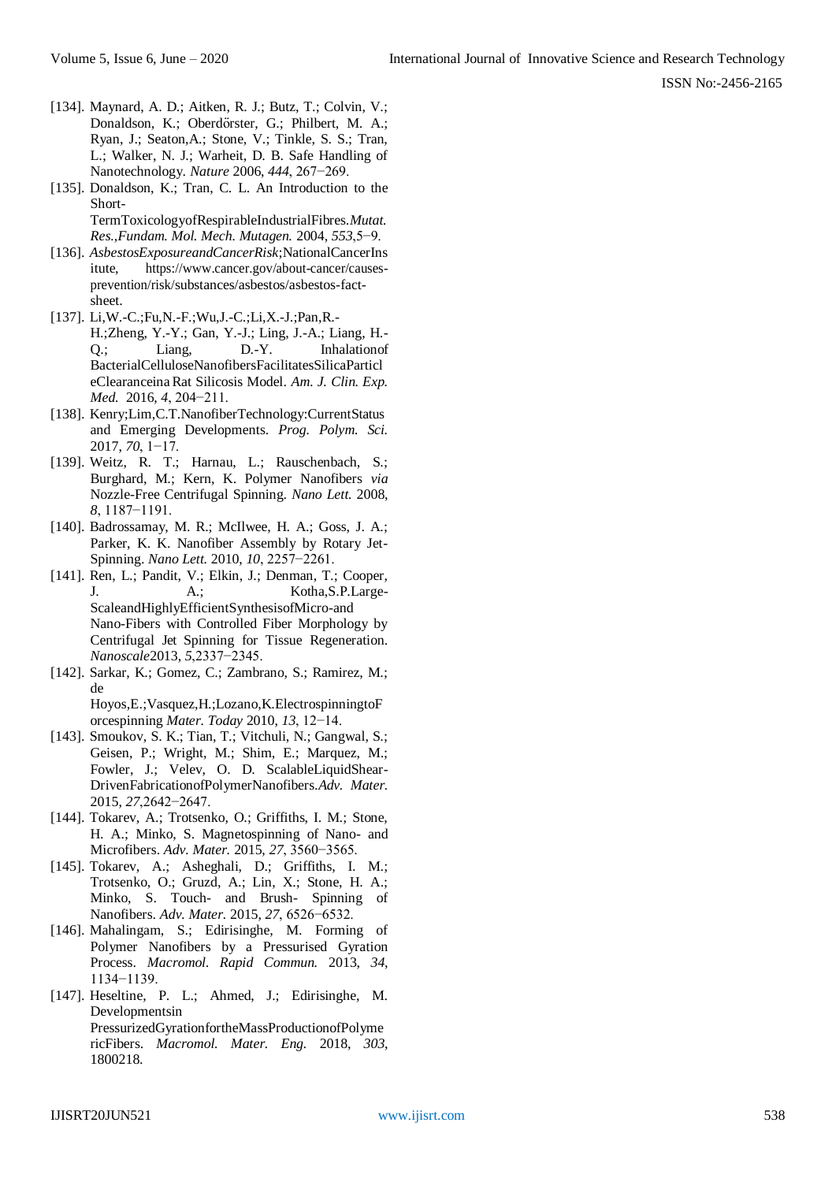[134]. Maynard, A. D.; Aitken, R. J.; Butz, T.; Colvin, V.; Donaldson, K.; Oberdörster, G.; Philbert, M. A.; Ryan, J.; Seaton,A.; Stone, V.; Tinkle, S. S.; Tran, L.; Walker, N. J.; Warheit, D. B. Safe Handling of Nanotechnology. *Nature* 2006, *444*, 267−269.

[135]. Donaldson, K.; Tran, C. L. An Introduction to the Short-TermToxicologyofRespirableIndustrialFibres.*Mutat. Res.,Fundam. Mol. Mech. Mutagen.* 2004, *553*,5−9.

[136]. *AsbestosExposureandCancerRisk*;NationalCancerInsitute, https://www.cancer.gov/about-cancer/causes-prevention/risk/substances/asbestos/asbestos-fact-sheet.

[137]. Li,W.-C.;Fu,N.-F.;Wu,J.-C.;Li,X.-J.;Pan,R.-H.;Zheng, Y.-Y.; Gan, Y.-J.; Ling, J.-A.; Liang, H.-Q.; Liang, D.-Y. Inhalationof BacterialCelluloseNanofibersFacilitatesSilicaParticleClearanceina Rat Silicosis Model. *Am. J. Clin. Exp. Med.* 2016, *4*, 204−211.

[138]. Kenry;Lim,C.T.NanofiberTechnology:CurrentStatus and Emerging Developments. *Prog. Polym. Sci.* 2017, *70*, 1−17.

[139]. Weitz, R. T.; Harnau, L.; Rauschenbach, S.; Burghard, M.; Kern, K. Polymer Nanofibers *via* Nozzle-Free Centrifugal Spinning. *Nano Lett.* 2008, *8*, 1187−1191.

[140]. Badrossamay, M. R.; McIlwee, H. A.; Goss, J. A.; Parker, K. K. Nanofiber Assembly by Rotary Jet-Spinning. *Nano Lett.* 2010, *10*, 2257−2261.

[141]. Ren, L.; Pandit, V.; Elkin, J.; Denman, T.; Cooper, J. A.; Kotha,S.P.Large-ScaleandHighlyEfficientSynthesisofMicro-and Nano-Fibers with Controlled Fiber Morphology by Centrifugal Jet Spinning for Tissue Regeneration. *Nanoscale*2013, *5*,2337−2345.

[142]. Sarkar, K.; Gomez, C.; Zambrano, S.; Ramirez, M.; de Hoyos,E.;Vasquez,H.;Lozano,K.ElectrospinningtoForcespinning *Mater. Today* 2010, *13*, 12−14.

[143]. Smoukov, S. K.; Tian, T.; Vitchuli, N.; Gangwal, S.; Geisen, P.; Wright, M.; Shim, E.; Marquez, M.; Fowler, J.; Velev, O. D. ScalableLiquidShear-DrivenFabricationofPolymerNanofibers.*Adv. Mater.* 2015, *27*,2642−2647.

[144]. Tokarev, A.; Trotsenko, O.; Griffiths, I. M.; Stone, H. A.; Minko, S. Magnetospinning of Nano- and Microfibers. *Adv. Mater.* 2015, *27*, 3560−3565.

[145]. Tokarev, A.; Asheghali, D.; Griffiths, I. M.; Trotsenko, O.; Gruzd, A.; Lin, X.; Stone, H. A.; Minko, S. Touch- and Brush- Spinning of Nanofibers. *Adv. Mater.* 2015, *27*, 6526−6532.

[146]. Mahalingam, S.; Edirisinghe, M. Forming of Polymer Nanofibers by a Pressurised Gyration Process. *Macromol. Rapid Commun.* 2013, *34*, 1134−1139.

[147]. Heseltine, P. L.; Ahmed, J.; Edirisinghe, M. Developmentsin PressurizedGyrationfortheMassProductionofPolymericFibers. *Macromol. Mater. Eng.* 2018, *303*, 1800218.